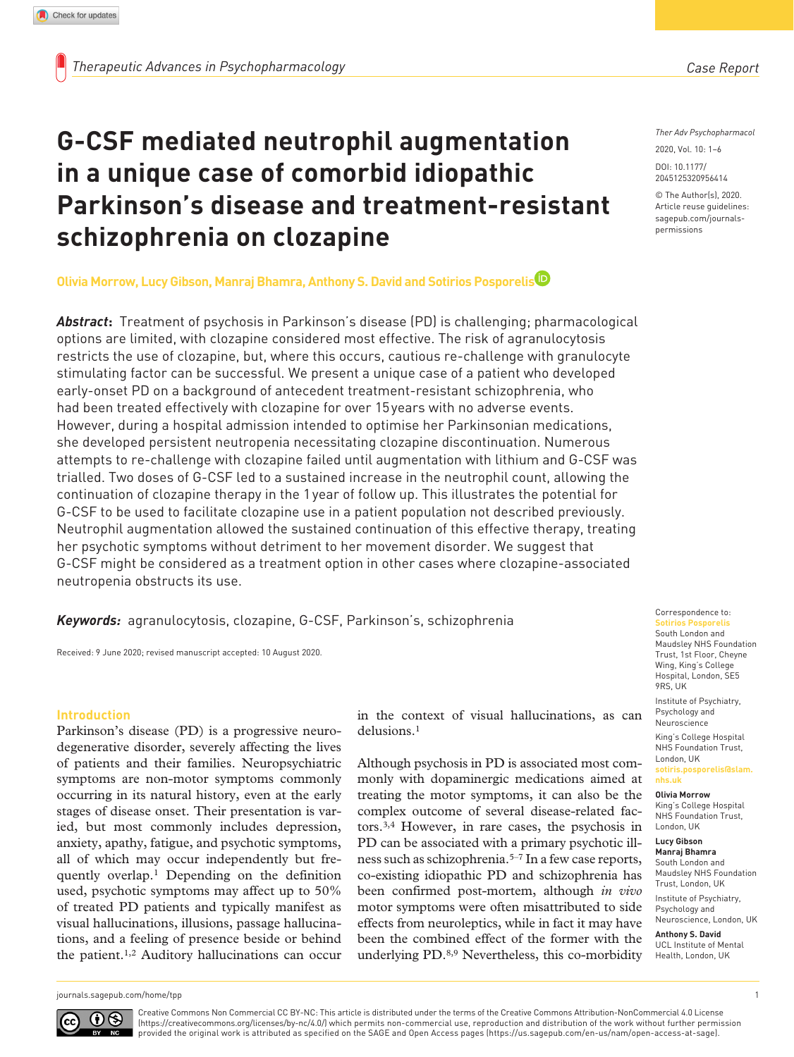Case Report

# G-CSF mediated neutrophil augmentation in a unique case of comorbid idiopathic Parkinson's disease and treatment-resistant schizophrenia on clozapine

Ther Adv Psychopharmacol

2020, Vol. 10: 1–6

DOI: 10.1177/2045125320956414

© The Author(s), 2020. Article reuse guidelines: sagepub.com/journals-permissions

**Olivia Morrow, Lucy Gibson, Manraj Bhamra, Anthony S. David and Sotirios Posporelis**

***Abstract*:** Treatment of psychosis in Parkinson's disease (PD) is challenging; pharmacological options are limited, with clozapine considered most effective. The risk of agranulocytosis restricts the use of clozapine, but, where this occurs, cautious re-challenge with granulocyte stimulating factor can be successful. We present a unique case of a patient who developed early-onset PD on a background of antecedent treatment-resistant schizophrenia, who had been treated effectively with clozapine for over 15 years with no adverse events. However, during a hospital admission intended to optimise her Parkinsonian medications, she developed persistent neutropenia necessitating clozapine discontinuation. Numerous attempts to re-challenge with clozapine failed until augmentation with lithium and G-CSF was trialled. Two doses of G-CSF led to a sustained increase in the neutrophil count, allowing the continuation of clozapine therapy in the 1 year of follow up. This illustrates the potential for G-CSF to be used to facilitate clozapine use in a patient population not described previously. Neutrophil augmentation allowed the sustained continuation of this effective therapy, treating her psychotic symptoms without detriment to her movement disorder. We suggest that G-CSF might be considered as a treatment option in other cases where clozapine-associated neutropenia obstructs its use.

***Keywords:*** agranulocytosis, clozapine, G-CSF, Parkinson's, schizophrenia

Received: 9 June 2020; revised manuscript accepted: 10 August 2020.

Correspondence to:
**Sotirios Posporelis**
South London and Maudsley NHS Foundation Trust, 1st Floor, Cheyne Wing, King's College Hospital, London, SE5 9RS, UK

Institute of Psychiatry, Psychology and Neuroscience

King's College Hospital NHS Foundation Trust, London, UK
sotiris.posporelis@slam.nhs.uk

**Olivia Morrow**
King's College Hospital NHS Foundation Trust, London, UK

**Lucy Gibson**
**Manraj Bhamra**
South London and Maudsley NHS Foundation Trust, London, UK

Institute of Psychiatry, Psychology and Neuroscience, London, UK

**Anthony S. David**
UCL Institute of Mental Health, London, UK

## Introduction

Parkinson's disease (PD) is a progressive neurodegenerative disorder, severely affecting the lives of patients and their families. Neuropsychiatric symptoms are non-motor symptoms commonly occurring in its natural history, even at the early stages of disease onset. Their presentation is varied, but most commonly includes depression, anxiety, apathy, fatigue, and psychotic symptoms, all of which may occur independently but frequently overlap.[1] Depending on the definition used, psychotic symptoms may affect up to 50% of treated PD patients and typically manifest as visual hallucinations, illusions, passage hallucinations, and a feeling of presence beside or behind the patient.[1,2] Auditory hallucinations can occur in the context of visual hallucinations, as can delusions.[1]

Although psychosis in PD is associated most commonly with dopaminergic medications aimed at treating the motor symptoms, it can also be the complex outcome of several disease-related factors.[3,4] However, in rare cases, the psychosis in PD can be associated with a primary psychotic illness such as schizophrenia.[5–7] In a few case reports, co-existing idiopathic PD and schizophrenia has been confirmed post-mortem, although *in vivo* motor symptoms were often misattributed to side effects from neuroleptics, while in fact it may have been the combined effect of the former with the underlying PD.[8,9] Nevertheless, this co-morbidity

Creative Commons Non Commercial CC BY-NC: This article is distributed under the terms of the Creative Commons Attribution-NonCommercial 4.0 License (https://creativecommons.org/licenses/by-nc/4.0/) which permits non-commercial use, reproduction and distribution of the work without further permission provided the original work is attributed as specified on the SAGE and Open Access pages (https://us.sagepub.com/en-us/nam/open-access-at-sage).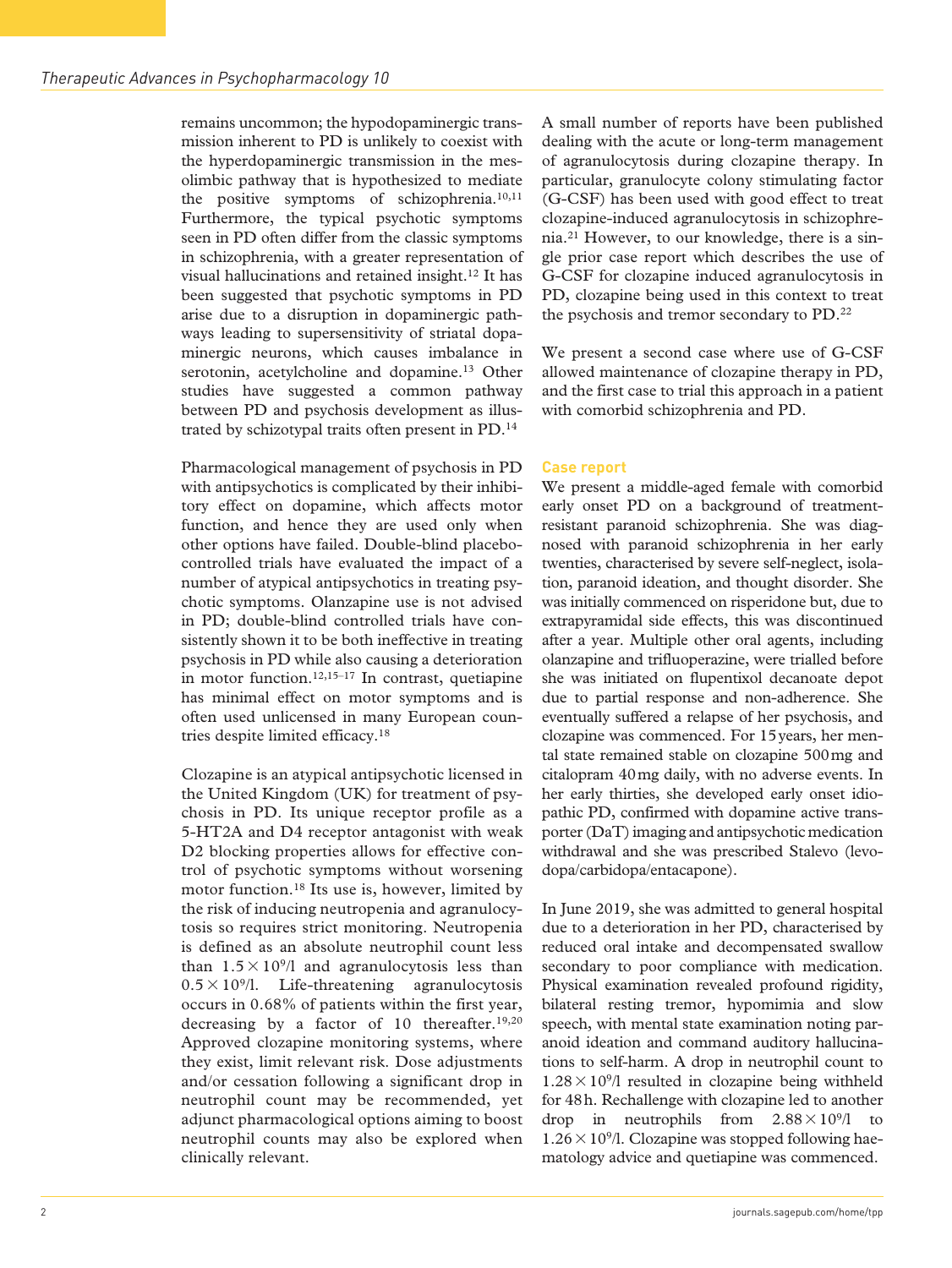remains uncommon; the hypodopaminergic transmission inherent to PD is unlikely to coexist with the hyperdopaminergic transmission in the mesolimbic pathway that is hypothesized to mediate the positive symptoms of schizophrenia.[10,11] Furthermore, the typical psychotic symptoms seen in PD often differ from the classic symptoms in schizophrenia, with a greater representation of visual hallucinations and retained insight.[12] It has been suggested that psychotic symptoms in PD arise due to a disruption in dopaminergic pathways leading to supersensitivity of striatal dopaminergic neurons, which causes imbalance in serotonin, acetylcholine and dopamine.[13] Other studies have suggested a common pathway between PD and psychosis development as illustrated by schizotypal traits often present in PD.[14]

Pharmacological management of psychosis in PD with antipsychotics is complicated by their inhibitory effect on dopamine, which affects motor function, and hence they are used only when other options have failed. Double-blind placebo-controlled trials have evaluated the impact of a number of atypical antipsychotics in treating psychotic symptoms. Olanzapine use is not advised in PD; double-blind controlled trials have consistently shown it to be both ineffective in treating psychosis in PD while also causing a deterioration in motor function.[12,15–17] In contrast, quetiapine has minimal effect on motor symptoms and is often used unlicensed in many European countries despite limited efficacy.[18]

Clozapine is an atypical antipsychotic licensed in the United Kingdom (UK) for treatment of psychosis in PD. Its unique receptor profile as a 5-HT2A and D4 receptor antagonist with weak D2 blocking properties allows for effective control of psychotic symptoms without worsening motor function.[18] Its use is, however, limited by the risk of inducing neutropenia and agranulocytosis so requires strict monitoring. Neutropenia is defined as an absolute neutrophil count less than $1.5 \times 10^9$/l and agranulocytosis less than $0.5 \times 10^9$/l. Life-threatening agranulocytosis occurs in 0.68% of patients within the first year, decreasing by a factor of 10 thereafter.[19,20] Approved clozapine monitoring systems, where they exist, limit relevant risk. Dose adjustments and/or cessation following a significant drop in neutrophil count may be recommended, yet adjunct pharmacological options aiming to boost neutrophil counts may also be explored when clinically relevant.

A small number of reports have been published dealing with the acute or long-term management of agranulocytosis during clozapine therapy. In particular, granulocyte colony stimulating factor (G-CSF) has been used with good effect to treat clozapine-induced agranulocytosis in schizophrenia.[21] However, to our knowledge, there is a single prior case report which describes the use of G-CSF for clozapine induced agranulocytosis in PD, clozapine being used in this context to treat the psychosis and tremor secondary to PD.[22]

We present a second case where use of G-CSF allowed maintenance of clozapine therapy in PD, and the first case to trial this approach in a patient with comorbid schizophrenia and PD.

## Case report

We present a middle-aged female with comorbid early onset PD on a background of treatment-resistant paranoid schizophrenia. She was diagnosed with paranoid schizophrenia in her early twenties, characterised by severe self-neglect, isolation, paranoid ideation, and thought disorder. She was initially commenced on risperidone but, due to extrapyramidal side effects, this was discontinued after a year. Multiple other oral agents, including olanzapine and trifluoperazine, were trialled before she was initiated on flupentixol decanoate depot due to partial response and non-adherence. She eventually suffered a relapse of her psychosis, and clozapine was commenced. For 15 years, her mental state remained stable on clozapine 500 mg and citalopram 40 mg daily, with no adverse events. In her early thirties, she developed early onset idiopathic PD, confirmed with dopamine active transporter (DaT) imaging and antipsychotic medication withdrawal and she was prescribed Stalevo (levodopa/carbidopa/entacapone).

In June 2019, she was admitted to general hospital due to a deterioration in her PD, characterised by reduced oral intake and decompensated swallow secondary to poor compliance with medication. Physical examination revealed profound rigidity, bilateral resting tremor, hypomimia and slow speech, with mental state examination noting paranoid ideation and command auditory hallucinations to self-harm. A drop in neutrophil count to $1.28 \times 10^9$/l resulted in clozapine being withheld for 48 h. Rechallenge with clozapine led to another drop in neutrophils from $2.88 \times 10^9$/l to $1.26 \times 10^9$/l. Clozapine was stopped following haematology advice and quetiapine was commenced.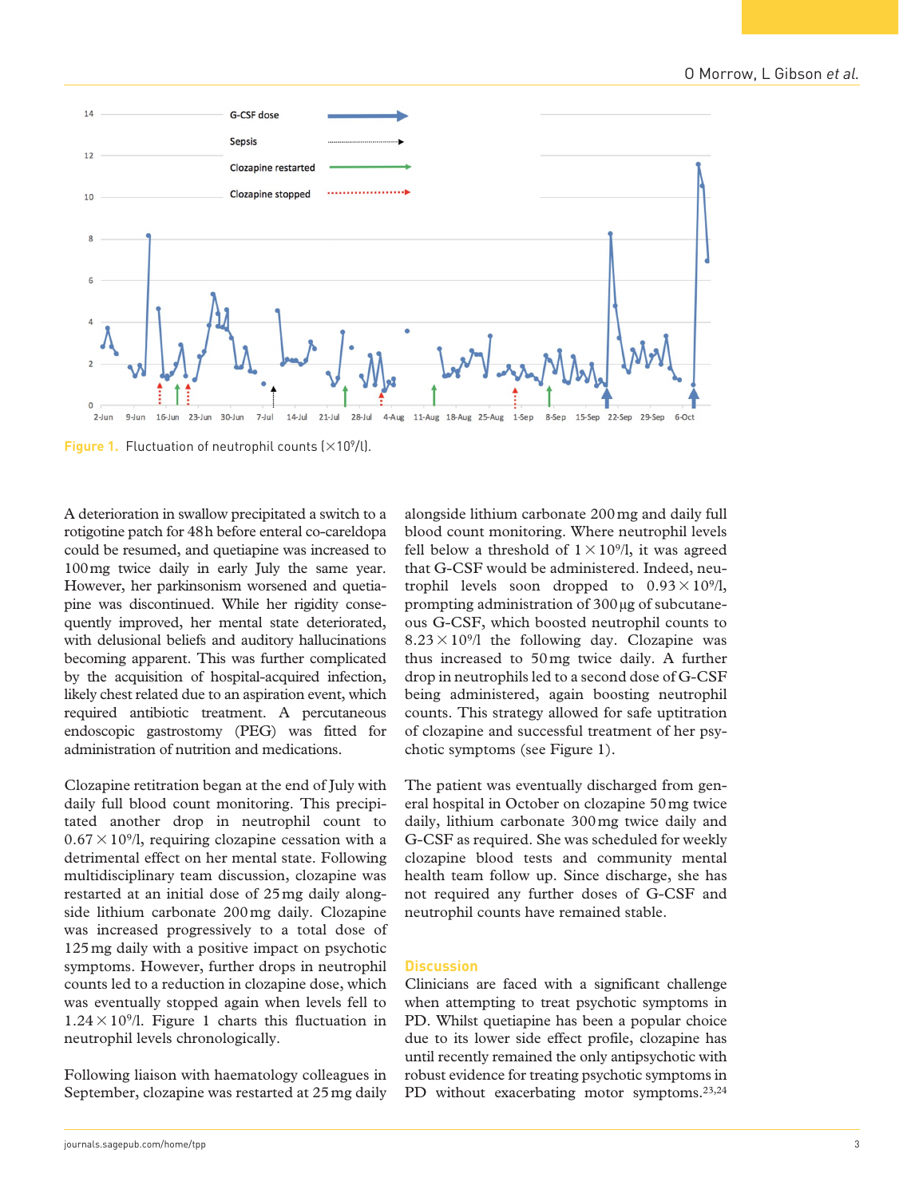Figure 1. Fluctuation of neutrophil counts ($\times 10^9$/l).

A deterioration in swallow precipitated a switch to a rotigotine patch for 48h before enteral co-careldopa could be resumed, and quetiapine was increased to 100mg twice daily in early July the same year. However, her parkinsonism worsened and quetiapine was discontinued. While her rigidity consequently improved, her mental state deteriorated, with delusional beliefs and auditory hallucinations becoming apparent. This was further complicated by the acquisition of hospital-acquired infection, likely chest related due to an aspiration event, which required antibiotic treatment. A percutaneous endoscopic gastrostomy (PEG) was fitted for administration of nutrition and medications.

Clozapine retitration began at the end of July with daily full blood count monitoring. This precipitated another drop in neutrophil count to $0.67 \times 10^9$/l, requiring clozapine cessation with a detrimental effect on her mental state. Following multidisciplinary team discussion, clozapine was restarted at an initial dose of 25mg daily alongside lithium carbonate 200mg daily. Clozapine was increased progressively to a total dose of 125mg daily with a positive impact on psychotic symptoms. However, further drops in neutrophil counts led to a reduction in clozapine dose, which was eventually stopped again when levels fell to $1.24 \times 10^9$/l. Figure 1 charts this fluctuation in neutrophil levels chronologically.

Following liaison with haematology colleagues in September, clozapine was restarted at 25mg daily alongside lithium carbonate 200mg and daily full blood count monitoring. Where neutrophil levels fell below a threshold of $1 \times 10^9$/l, it was agreed that G-CSF would be administered. Indeed, neutrophil levels soon dropped to $0.93 \times 10^9$/l, prompting administration of 300µg of subcutaneous G-CSF, which boosted neutrophil counts to $8.23 \times 10^9$/l the following day. Clozapine was thus increased to 50mg twice daily. A further drop in neutrophils led to a second dose of G-CSF being administered, again boosting neutrophil counts. This strategy allowed for safe uptitration of clozapine and successful treatment of her psychotic symptoms (see Figure 1).

The patient was eventually discharged from general hospital in October on clozapine 50mg twice daily, lithium carbonate 300mg twice daily and G-CSF as required. She was scheduled for weekly clozapine blood tests and community mental health team follow up. Since discharge, she has not required any further doses of G-CSF and neutrophil counts have remained stable.

## Discussion

Clinicians are faced with a significant challenge when attempting to treat psychotic symptoms in PD. Whilst quetiapine has been a popular choice due to its lower side effect profile, clozapine has until recently remained the only antipsychotic with robust evidence for treating psychotic symptoms in PD without exacerbating motor symptoms.[23,24]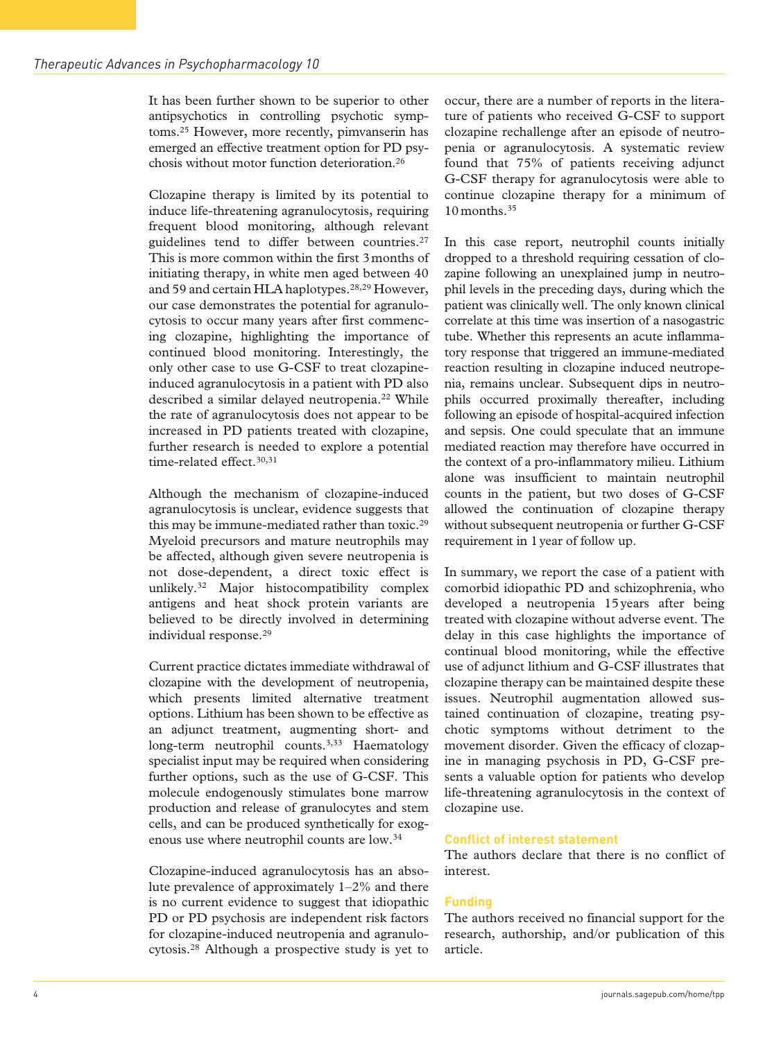It has been further shown to be superior to other antipsychotics in controlling psychotic symptoms.[25] However, more recently, pimvanserin has emerged an effective treatment option for PD psychosis without motor function deterioration.[26]

Clozapine therapy is limited by its potential to induce life-threatening agranulocytosis, requiring frequent blood monitoring, although relevant guidelines tend to differ between countries.[27] This is more common within the first 3 months of initiating therapy, in white men aged between 40 and 59 and certain HLA haplotypes.[28,29] However, our case demonstrates the potential for agranulocytosis to occur many years after first commencing clozapine, highlighting the importance of continued blood monitoring. Interestingly, the only other case to use G-CSF to treat clozapine-induced agranulocytosis in a patient with PD also described a similar delayed neutropenia.[22] While the rate of agranulocytosis does not appear to be increased in PD patients treated with clozapine, further research is needed to explore a potential time-related effect.[30,31]

Although the mechanism of clozapine-induced agranulocytosis is unclear, evidence suggests that this may be immune-mediated rather than toxic.[29] Myeloid precursors and mature neutrophils may be affected, although given severe neutropenia is not dose-dependent, a direct toxic effect is unlikely.[32] Major histocompatibility complex antigens and heat shock protein variants are believed to be directly involved in determining individual response.[29]

Current practice dictates immediate withdrawal of clozapine with the development of neutropenia, which presents limited alternative treatment options. Lithium has been shown to be effective as an adjunct treatment, augmenting short- and long-term neutrophil counts.[3,33] Haematology specialist input may be required when considering further options, such as the use of G-CSF. This molecule endogenously stimulates bone marrow production and release of granulocytes and stem cells, and can be produced synthetically for exogenous use where neutrophil counts are low.[34]

Clozapine-induced agranulocytosis has an absolute prevalence of approximately 1–2% and there is no current evidence to suggest that idiopathic PD or PD psychosis are independent risk factors for clozapine-induced neutropenia and agranulocytosis.[28] Although a prospective study is yet to occur, there are a number of reports in the literature of patients who received G-CSF to support clozapine rechallenge after an episode of neutropenia or agranulocytosis. A systematic review found that 75% of patients receiving adjunct G-CSF therapy for agranulocytosis were able to continue clozapine therapy for a minimum of 10 months.[35]

In this case report, neutrophil counts initially dropped to a threshold requiring cessation of clozapine following an unexplained jump in neutrophil levels in the preceding days, during which the patient was clinically well. The only known clinical correlate at this time was insertion of a nasogastric tube. Whether this represents an acute inflammatory response that triggered an immune-mediated reaction resulting in clozapine induced neutropenia, remains unclear. Subsequent dips in neutrophils occurred proximally thereafter, including following an episode of hospital-acquired infection and sepsis. One could speculate that an immune mediated reaction may therefore have occurred in the context of a pro-inflammatory milieu. Lithium alone was insufficient to maintain neutrophil counts in the patient, but two doses of G-CSF allowed the continuation of clozapine therapy without subsequent neutropenia or further G-CSF requirement in 1 year of follow up.

In summary, we report the case of a patient with comorbid idiopathic PD and schizophrenia, who developed a neutropenia 15 years after being treated with clozapine without adverse event. The delay in this case highlights the importance of continual blood monitoring, while the effective use of adjunct lithium and G-CSF illustrates that clozapine therapy can be maintained despite these issues. Neutrophil augmentation allowed sustained continuation of clozapine, treating psychotic symptoms without detriment to the movement disorder. Given the efficacy of clozapine in managing psychosis in PD, G-CSF presents a valuable option for patients who develop life-threatening agranulocytosis in the context of clozapine use.

## Conflict of interest statement

The authors declare that there is no conflict of interest.

## Funding

The authors received no financial support for the research, authorship, and/or publication of this article.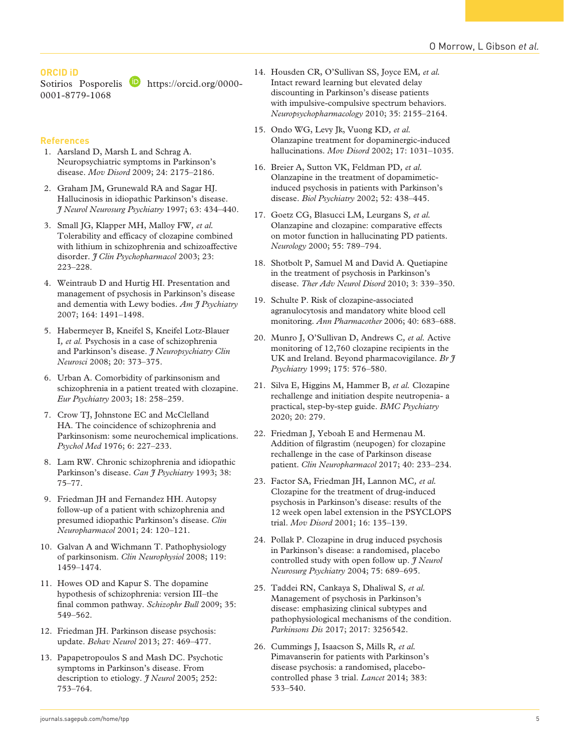## ORCID iD

Sotirios Posporelis https://orcid.org/0000-0001-8779-1068

## References

1. Aarsland D, Marsh L and Schrag A. Neuropsychiatric symptoms in Parkinson's disease. *Mov Disord* 2009; 24: 2175–2186.
2. Graham JM, Grunewald RA and Sagar HJ. Hallucinosis in idiopathic Parkinson's disease. *J Neurol Neurosurg Psychiatry* 1997; 63: 434–440.
3. Small JG, Klapper MH, Malloy FW, *et al.* Tolerability and efficacy of clozapine combined with lithium in schizophrenia and schizoaffective disorder. *J Clin Psychopharmacol* 2003; 23: 223–228.
4. Weintraub D and Hurtig HI. Presentation and management of psychosis in Parkinson's disease and dementia with Lewy bodies. *Am J Psychiatry* 2007; 164: 1491–1498.
5. Habermeyer B, Kneifel S, Kneifel Lotz-Blauer I, *et al.* Psychosis in a case of schizophrenia and Parkinson's disease. *J Neuropsychiatry Clin Neurosci* 2008; 20: 373–375.
6. Urban A. Comorbidity of parkinsonism and schizophrenia in a patient treated with clozapine. *Eur Psychiatry* 2003; 18: 258–259.
7. Crow TJ, Johnstone EC and McClelland HA. The coincidence of schizophrenia and Parkinsonism: some neurochemical implications. *Psychol Med* 1976; 6: 227–233.
8. Lam RW. Chronic schizophrenia and idiopathic Parkinson's disease. *Can J Psychiatry* 1993; 38: 75–77.
9. Friedman JH and Fernandez HH. Autopsy follow-up of a patient with schizophrenia and presumed idiopathic Parkinson's disease. *Clin Neuropharmacol* 2001; 24: 120–121.
10. Galvan A and Wichmann T. Pathophysiology of parkinsonism. *Clin Neurophysiol* 2008; 119: 1459–1474.
11. Howes OD and Kapur S. The dopamine hypothesis of schizophrenia: version III–the final common pathway. *Schizophr Bull* 2009; 35: 549–562.
12. Friedman JH. Parkinson disease psychosis: update. *Behav Neurol* 2013; 27: 469–477.
13. Papapetropoulos S and Mash DC. Psychotic symptoms in Parkinson's disease. From description to etiology. *J Neurol* 2005; 252: 753–764.
14. Housden CR, O'Sullivan SS, Joyce EM, *et al.* Intact reward learning but elevated delay discounting in Parkinson's disease patients with impulsive-compulsive spectrum behaviors. *Neuropsychopharmacology* 2010; 35: 2155–2164.
15. Ondo WG, Levy Jk, Vuong KD, *et al.* Olanzapine treatment for dopaminergic-induced hallucinations. *Mov Disord* 2002; 17: 1031–1035.
16. Breier A, Sutton VK, Feldman PD, *et al.* Olanzapine in the treatment of dopamimetic-induced psychosis in patients with Parkinson's disease. *Biol Psychiatry* 2002; 52: 438–445.
17. Goetz CG, Blasucci LM, Leurgans S, *et al.* Olanzapine and clozapine: comparative effects on motor function in hallucinating PD patients. *Neurology* 2000; 55: 789–794.
18. Shotbolt P, Samuel M and David A. Quetiapine in the treatment of psychosis in Parkinson's disease. *Ther Adv Neurol Disord* 2010; 3: 339–350.
19. Schulte P. Risk of clozapine-associated agranulocytosis and mandatory white blood cell monitoring. *Ann Pharmacother* 2006; 40: 683–688.
20. Munro J, O'Sullivan D, Andrews C, *et al.* Active monitoring of 12,760 clozapine recipients in the UK and Ireland. Beyond pharmacovigilance. *Br J Psychiatry* 1999; 175: 576–580.
21. Silva E, Higgins M, Hammer B, *et al.* Clozapine rechallenge and initiation despite neutropenia- a practical, step-by-step guide. *BMC Psychiatry* 2020; 20: 279.
22. Friedman J, Yeboah E and Hermenau M. Addition of filgrastim (neupogen) for clozapine rechallenge in the case of Parkinson disease patient. *Clin Neuropharmacol* 2017; 40: 233–234.
23. Factor SA, Friedman JH, Lannon MC, *et al.* Clozapine for the treatment of drug-induced psychosis in Parkinson's disease: results of the 12 week open label extension in the PSYCLOPS trial. *Mov Disord* 2001; 16: 135–139.
24. Pollak P. Clozapine in drug induced psychosis in Parkinson's disease: a randomised, placebo controlled study with open follow up. *J Neurol Neurosurg Psychiatry* 2004; 75: 689–695.
25. Taddei RN, Cankaya S, Dhaliwal S, *et al.* Management of psychosis in Parkinson's disease: emphasizing clinical subtypes and pathophysiological mechanisms of the condition. *Parkinsons Dis* 2017; 2017: 3256542.
26. Cummings J, Isaacson S, Mills R, *et al.* Pimavanserin for patients with Parkinson's disease psychosis: a randomised, placebo-controlled phase 3 trial. *Lancet* 2014; 383: 533–540.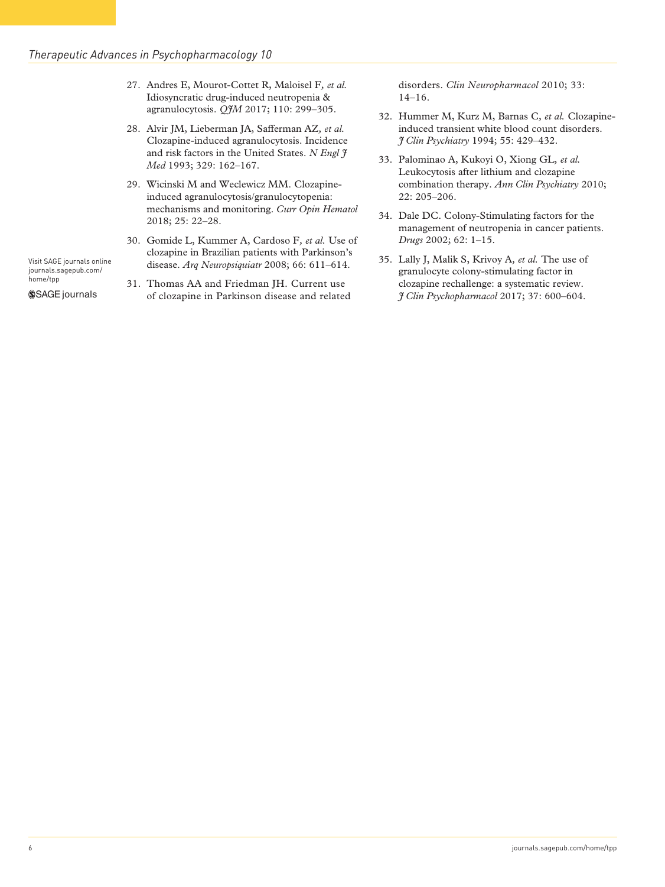27. Andres E, Mourot-Cottet R, Maloisel F, *et al.* Idiosyncratic drug-induced neutropenia & agranulocytosis. *QJM* 2017; 110: 299–305.

28. Alvir JM, Lieberman JA, Safferman AZ, *et al.* Clozapine-induced agranulocytosis. Incidence and risk factors in the United States. *N Engl J Med* 1993; 329: 162–167.

29. Wicinski M and Weclewicz MM. Clozapine-induced agranulocytosis/granulocytopenia: mechanisms and monitoring. *Curr Opin Hematol* 2018; 25: 22–28.

30. Gomide L, Kummer A, Cardoso F, *et al.* Use of clozapine in Brazilian patients with Parkinson's disease. *Arq Neuropsiquiatr* 2008; 66: 611–614.

31. Thomas AA and Friedman JH. Current use of clozapine in Parkinson disease and related disorders. *Clin Neuropharmacol* 2010; 33: 14–16.

32. Hummer M, Kurz M, Barnas C, *et al.* Clozapine-induced transient white blood count disorders. *J Clin Psychiatry* 1994; 55: 429–432.

33. Palominao A, Kukoyi O, Xiong GL, *et al.* Leukocytosis after lithium and clozapine combination therapy. *Ann Clin Psychiatry* 2010; 22: 205–206.

34. Dale DC. Colony-Stimulating factors for the management of neutropenia in cancer patients. *Drugs* 2002; 62: 1–15.

35. Lally J, Malik S, Krivoy A, *et al.* The use of granulocyte colony-stimulating factor in clozapine rechallenge: a systematic review. *J Clin Psychopharmacol* 2017; 37: 600–604.

Visit SAGE journals online journals.sagepub.com/home/tpp

SAGE journals